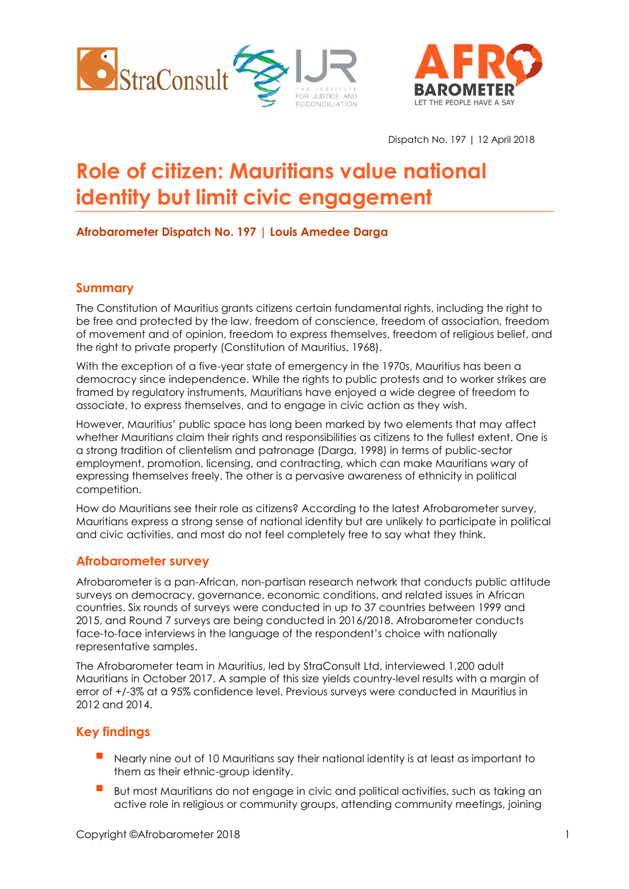Dispatch No. 197 | 12 April 2018

# Role of citizen: Mauritians value national identity but limit civic engagement

**Afrobarometer Dispatch No. 197 | Louis Amedee Darga**

## Summary

The Constitution of Mauritius grants citizens certain fundamental rights, including the right to be free and protected by the law, freedom of conscience, freedom of association, freedom of movement and of opinion, freedom to express themselves, freedom of religious belief, and the right to private property (Constitution of Mauritius, 1968).

With the exception of a five-year state of emergency in the 1970s, Mauritius has been a democracy since independence. While the rights to public protests and to worker strikes are framed by regulatory instruments, Mauritians have enjoyed a wide degree of freedom to associate, to express themselves, and to engage in civic action as they wish.

However, Mauritius' public space has long been marked by two elements that may affect whether Mauritians claim their rights and responsibilities as citizens to the fullest extent. One is a strong tradition of clientelism and patronage (Darga, 1998) in terms of public-sector employment, promotion, licensing, and contracting, which can make Mauritians wary of expressing themselves freely. The other is a pervasive awareness of ethnicity in political competition.

How do Mauritians see their role as citizens? According to the latest Afrobarometer survey, Mauritians express a strong sense of national identity but are unlikely to participate in political and civic activities, and most do not feel completely free to say what they think.

## Afrobarometer survey

Afrobarometer is a pan-African, non-partisan research network that conducts public attitude surveys on democracy, governance, economic conditions, and related issues in African countries. Six rounds of surveys were conducted in up to 37 countries between 1999 and 2015, and Round 7 surveys are being conducted in 2016/2018. Afrobarometer conducts face-to-face interviews in the language of the respondent's choice with nationally representative samples.

The Afrobarometer team in Mauritius, led by StraConsult Ltd, interviewed 1,200 adult Mauritians in October 2017. A sample of this size yields country-level results with a margin of error of +/-3% at a 95% confidence level. Previous surveys were conducted in Mauritius in 2012 and 2014.

## Key findings

- Nearly nine out of 10 Mauritians say their national identity is at least as important to them as their ethnic-group identity.
- But most Mauritians do not engage in civic and political activities, such as taking an active role in religious or community groups, attending community meetings, joining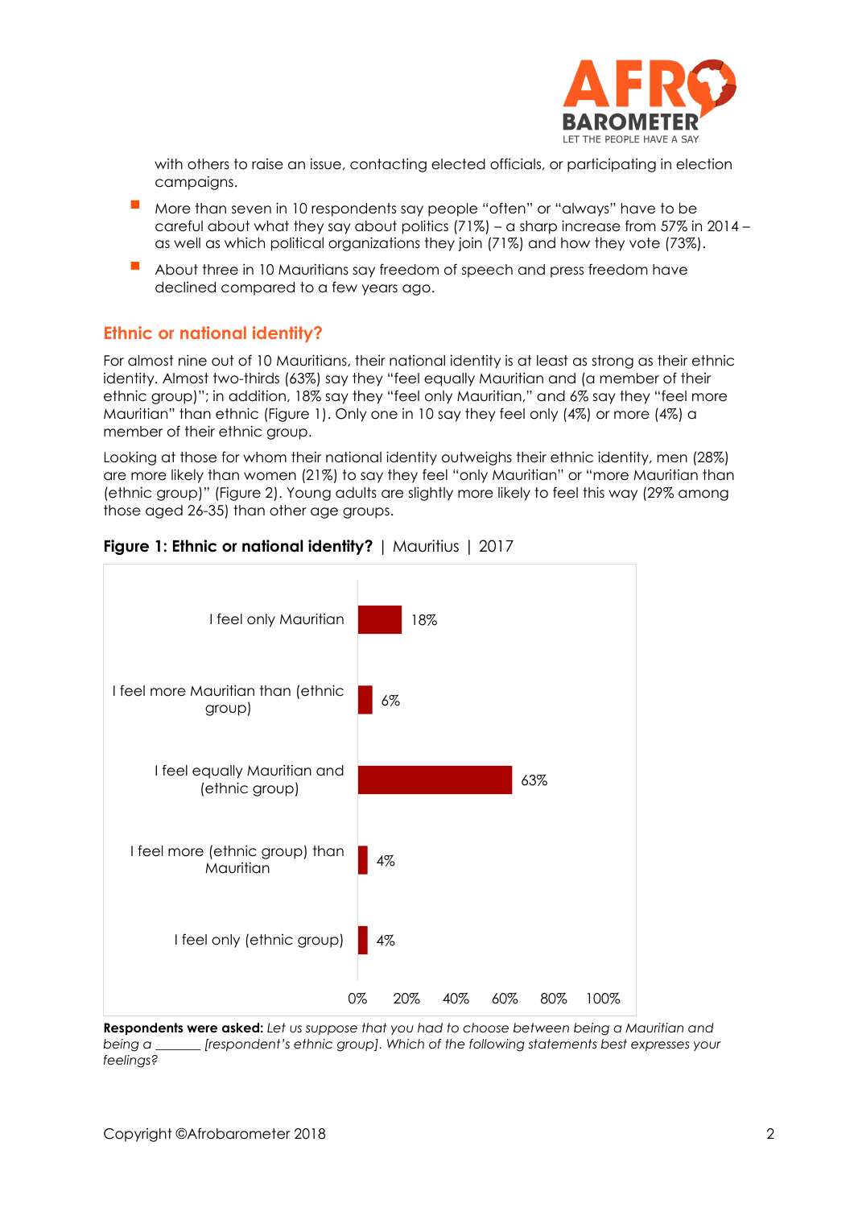with others to raise an issue, contacting elected officials, or participating in election campaigns.

- More than seven in 10 respondents say people "often" or "always" have to be careful about what they say about politics (71%) – a sharp increase from 57% in 2014 – as well as which political organizations they join (71%) and how they vote (73%).
- About three in 10 Mauritians say freedom of speech and press freedom have declined compared to a few years ago.

## Ethnic or national identity?

For almost nine out of 10 Mauritians, their national identity is at least as strong as their ethnic identity. Almost two-thirds (63%) say they "feel equally Mauritian and (a member of their ethnic group)"; in addition, 18% say they "feel only Mauritian," and 6% say they "feel more Mauritian" than ethnic (Figure 1). Only one in 10 say they feel only (4%) or more (4%) a member of their ethnic group.

Looking at those for whom their national identity outweighs their ethnic identity, men (28%) are more likely than women (21%) to say they feel "only Mauritian" or "more Mauritian than (ethnic group)" (Figure 2). Young adults are slightly more likely to feel this way (29% among those aged 26-35) than other age groups.

**Figure 1: Ethnic or national identity?** | Mauritius | 2017

| Statement | % |
|---|---|
| I feel only Mauritian | 18% |
| I feel more Mauritian than (ethnic group) | 6% |
| I feel equally Mauritian and (ethnic group) | 63% |
| I feel more (ethnic group) than Mauritian | 4% |
| I feel only (ethnic group) | 4% |

**Respondents were asked:** *Let us suppose that you had to choose between being a Mauritian and being a \_\_\_\_\_\_ [respondent's ethnic group]. Which of the following statements best expresses your feelings?*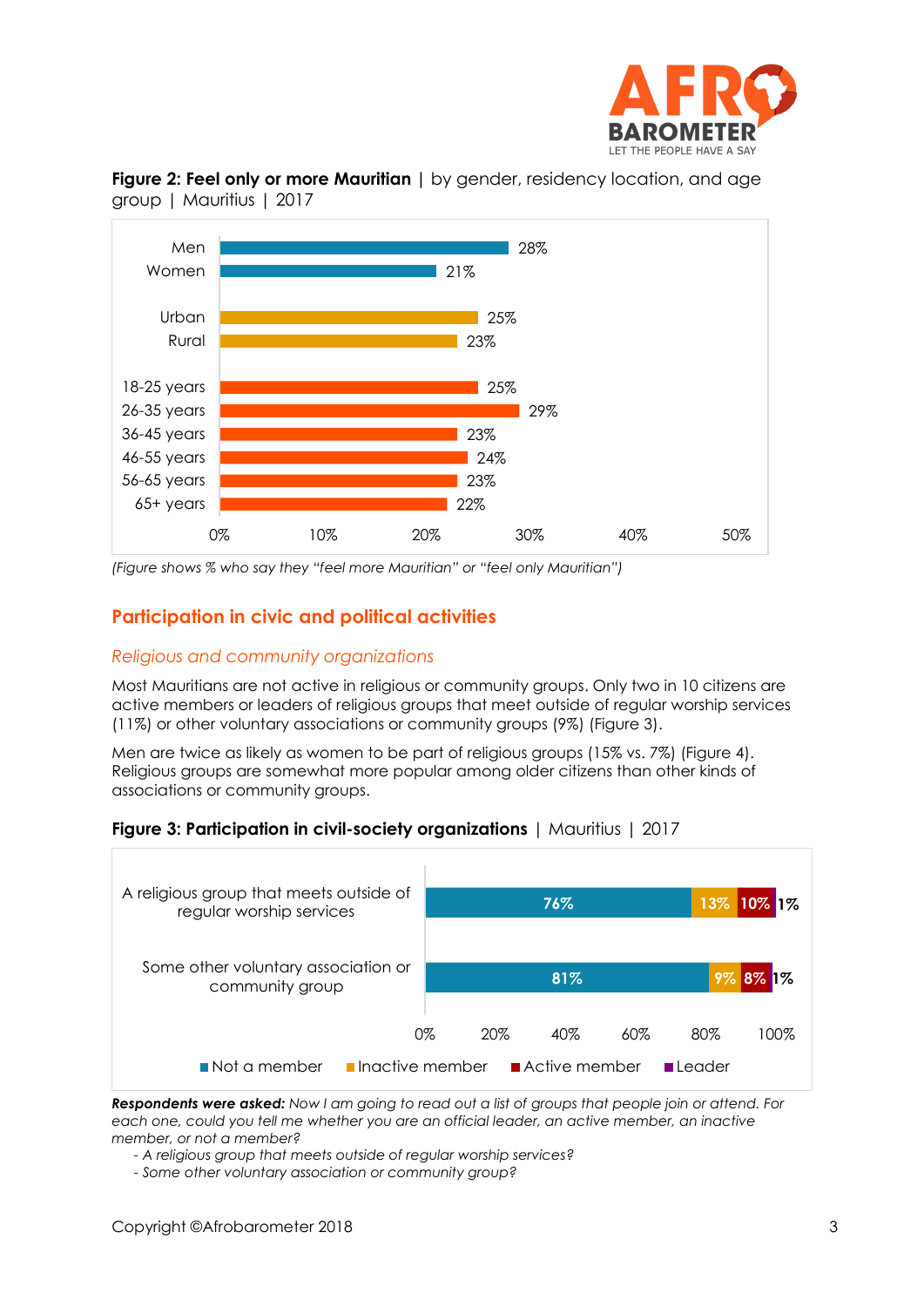**Figure 2: Feel only or more Mauritian** | by gender, residency location, and age group | Mauritius | 2017

| | % |
|---|---|
| Men | 28% |
| Women | 21% |
| Urban | 25% |
| Rural | 23% |
| 18-25 years | 25% |
| 26-35 years | 29% |
| 36-45 years | 23% |
| 46-55 years | 24% |
| 56-65 years | 23% |
| 65+ years | 22% |

*(Figure shows % who say they "feel more Mauritian" or "feel only Mauritian")*

## Participation in civic and political activities

### *Religious and community organizations*

Most Mauritians are not active in religious or community groups. Only two in 10 citizens are active members or leaders of religious groups that meet outside of regular worship services (11%) or other voluntary associations or community groups (9%) (Figure 3).

Men are twice as likely as women to be part of religious groups (15% vs. 7%) (Figure 4). Religious groups are somewhat more popular among older citizens than other kinds of associations or community groups.

**Figure 3: Participation in civil-society organizations** | Mauritius | 2017

| | Not a member | Inactive member | Active member | Leader |
|---|---|---|---|---|
| A religious group that meets outside of regular worship services | 76% | 13% | 10% | 1% |
| Some other voluntary association or community group | 81% | 9% | 8% | 1% |

***Respondents were asked:*** *Now I am going to read out a list of groups that people join or attend. For each one, could you tell me whether you are an official leader, an active member, an inactive member, or not a member?*

- *A religious group that meets outside of regular worship services?*
- *Some other voluntary association or community group?*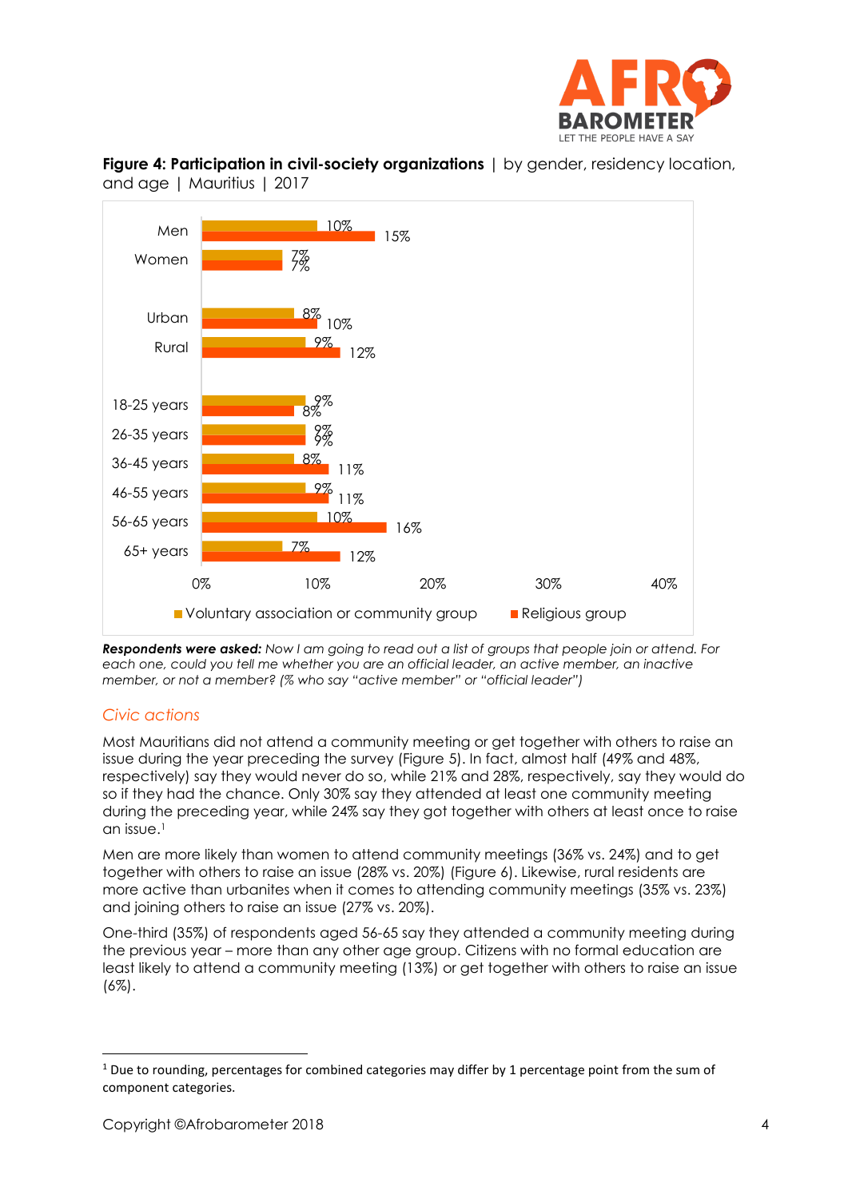**Figure 4: Participation in civil-society organizations** | by gender, residency location, and age | Mauritius | 2017

| | Voluntary association or community group | Religious group |
|---|---|---|
| Men | 10% | 15% |
| Women | 7% | 7% |
| Urban | 8% | 10% |
| Rural | 9% | 12% |
| 18-25 years | 9% | 8% |
| 26-35 years | 9% | 9% |
| 36-45 years | 8% | 11% |
| 46-55 years | 9% | 11% |
| 56-65 years | 10% | 16% |
| 65+ years | 7% | 12% |

***Respondents were asked:*** *Now I am going to read out a list of groups that people join or attend. For each one, could you tell me whether you are an official leader, an active member, an inactive member, or not a member? (% who say "active member" or "official leader")*

### Civic actions

Most Mauritians did not attend a community meeting or get together with others to raise an issue during the year preceding the survey (Figure 5). In fact, almost half (49% and 48%, respectively) say they would never do so, while 21% and 28%, respectively, say they would do so if they had the chance. Only 30% say they attended at least one community meeting during the preceding year, while 24% say they got together with others at least once to raise an issue.[1]

Men are more likely than women to attend community meetings (36% vs. 24%) and to get together with others to raise an issue (28% vs. 20%) (Figure 6). Likewise, rural residents are more active than urbanites when it comes to attending community meetings (35% vs. 23%) and joining others to raise an issue (27% vs. 20%).

One-third (35%) of respondents aged 56-65 say they attended a community meeting during the previous year – more than any other age group. Citizens with no formal education are least likely to attend a community meeting (13%) or get together with others to raise an issue (6%).

[1] Due to rounding, percentages for combined categories may differ by 1 percentage point from the sum of component categories.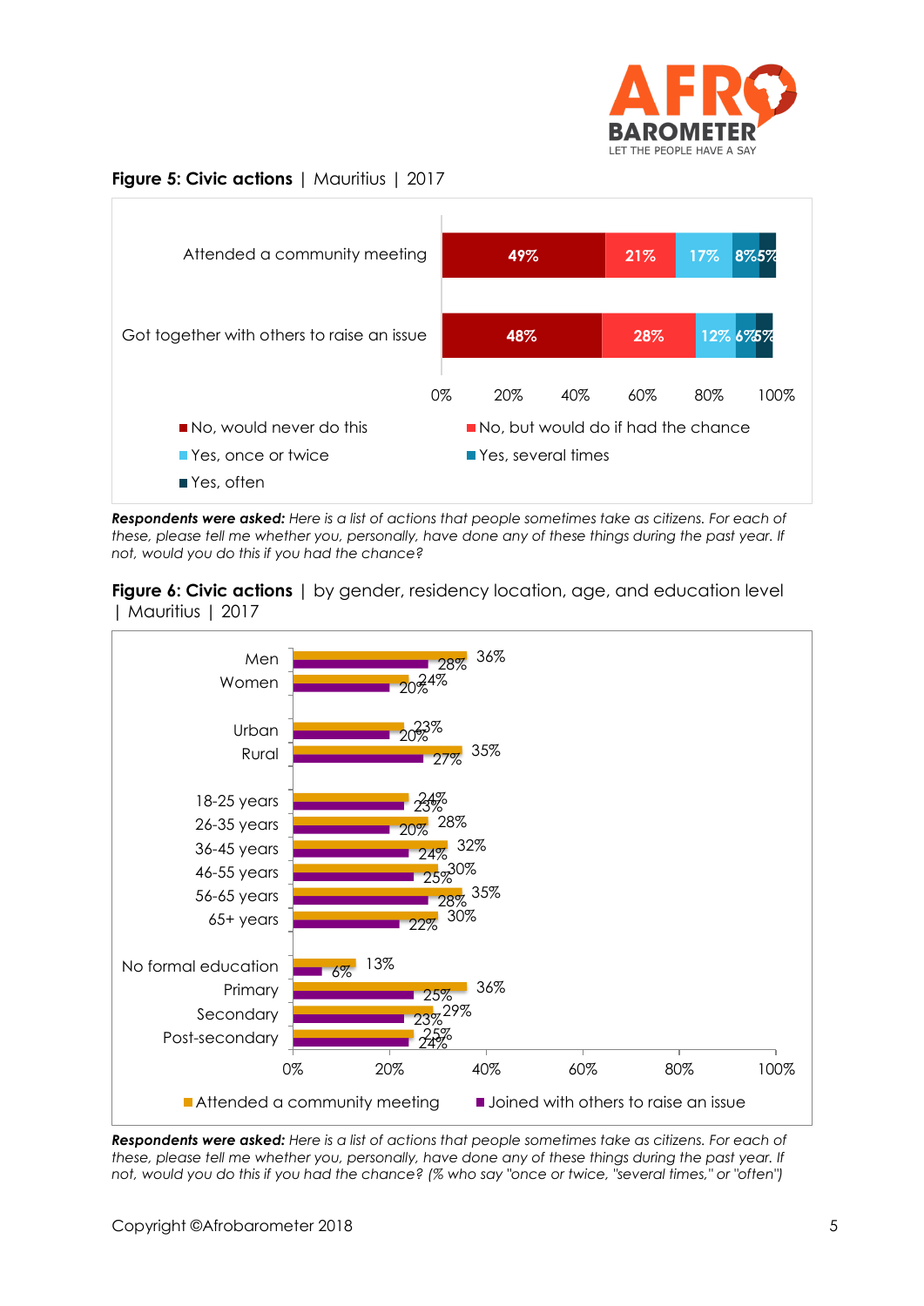**Figure 5: Civic actions** | Mauritius | 2017

| | No, would never do this | No, but would do if had the chance | Yes, once or twice | Yes, several times | Yes, often |
|---|---|---|---|---|---|
| Attended a community meeting | 49% | 21% | 17% | 8% | 5% |
| Got together with others to raise an issue | 48% | 28% | 12% | 6% | 5% |

***Respondents were asked:*** *Here is a list of actions that people sometimes take as citizens. For each of these, please tell me whether you, personally, have done any of these things during the past year. If not, would you do this if you had the chance?*

**Figure 6: Civic actions** | by gender, residency location, age, and education level | Mauritius | 2017

| | Attended a community meeting | Joined with others to raise an issue |
|---|---|---|
| Men | 36% | 28% |
| Women | 24% | 20% |
| Urban | 23% | 20% |
| Rural | 35% | 27% |
| 18-25 years | 24% | 23% |
| 26-35 years | 28% | 20% |
| 36-45 years | 32% | 24% |
| 46-55 years | 30% | 25% |
| 56-65 years | 35% | 28% |
| 65+ years | 30% | 22% |
| No formal education | 13% | 6% |
| Primary | 36% | 25% |
| Secondary | 29% | 23% |
| Post-secondary | 25% | 24% |

***Respondents were asked:*** *Here is a list of actions that people sometimes take as citizens. For each of these, please tell me whether you, personally, have done any of these things during the past year. If not, would you do this if you had the chance? (% who say "once or twice, "several times," or "often")*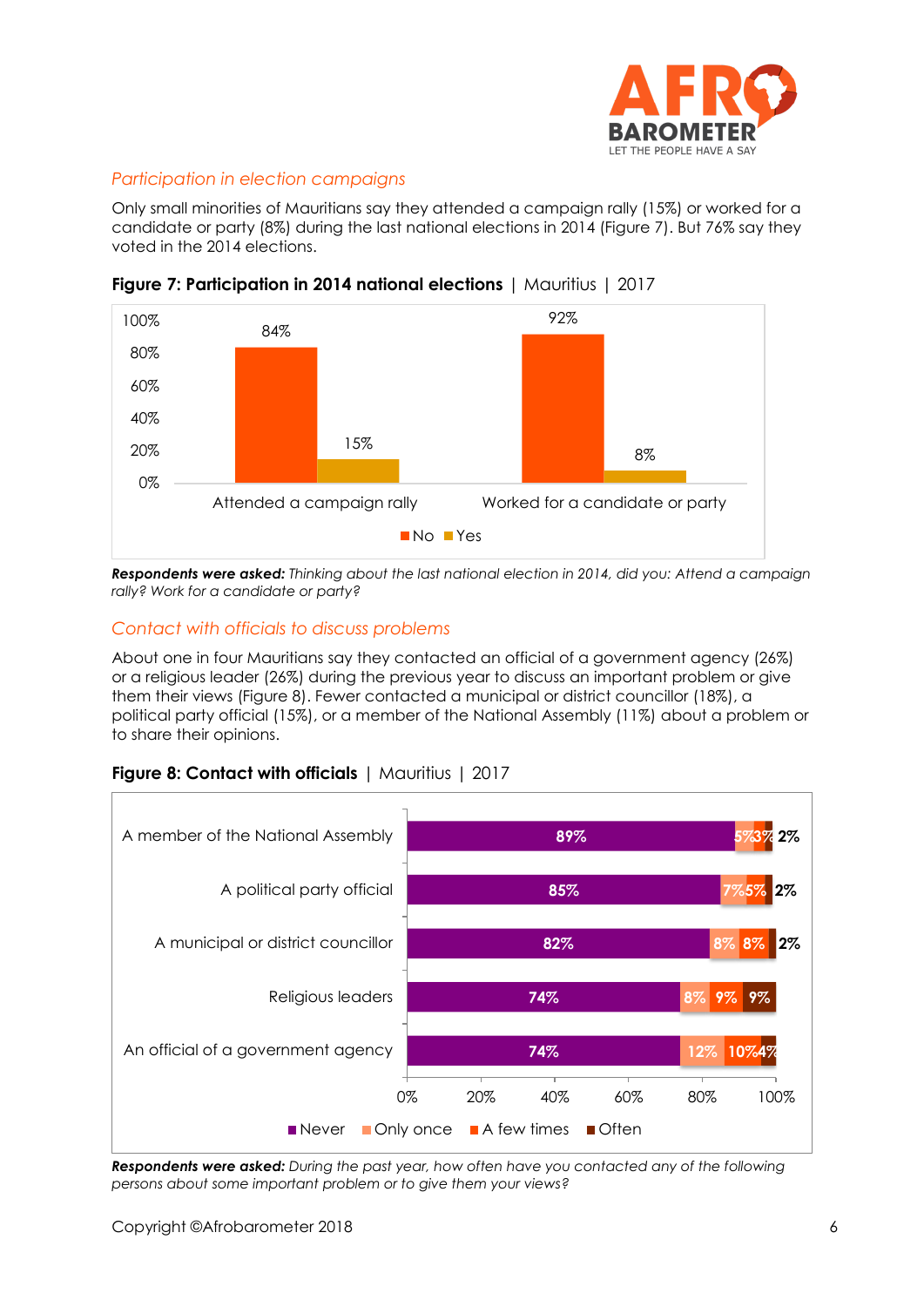## Participation in election campaigns

Only small minorities of Mauritians say they attended a campaign rally (15%) or worked for a candidate or party (8%) during the last national elections in 2014 (Figure 7). But 76% say they voted in the 2014 elections.

**Figure 7: Participation in 2014 national elections** | Mauritius | 2017

| | No | Yes |
|---|---|---|
| Attended a campaign rally | 84% | 15% |
| Worked for a candidate or party | 92% | 8% |

***Respondents were asked:*** *Thinking about the last national election in 2014, did you: Attend a campaign rally? Work for a candidate or party?*

## Contact with officials to discuss problems

About one in four Mauritians say they contacted an official of a government agency (26%) or a religious leader (26%) during the previous year to discuss an important problem or give them their views (Figure 8). Fewer contacted a municipal or district councillor (18%), a political party official (15%), or a member of the National Assembly (11%) about a problem or to share their opinions.

**Figure 8: Contact with officials** | Mauritius | 2017

| | Never | Only once | A few times | Often |
|---|---|---|---|---|
| A member of the National Assembly | 89% | 5% | 3% | 2% |
| A political party official | 85% | 7% | 5% | 2% |
| A municipal or district councillor | 82% | 8% | 8% | 2% |
| Religious leaders | 74% | 8% | 9% | 9% |
| An official of a government agency | 74% | 12% | 10% | 4% |

***Respondents were asked:*** *During the past year, how often have you contacted any of the following persons about some important problem or to give them your views?*

Copyright ©Afrobarometer 2018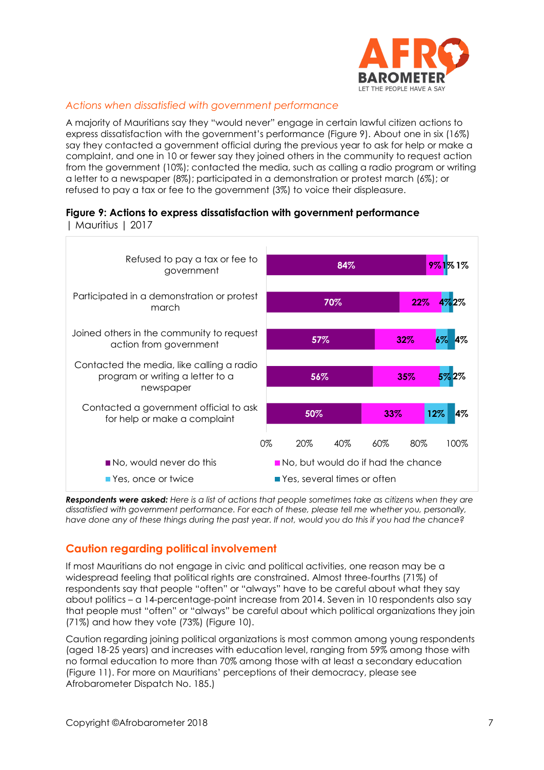### *Actions when dissatisfied with government performance*

A majority of Mauritians say they "would never" engage in certain lawful citizen actions to express dissatisfaction with the government's performance (Figure 9). About one in six (16%) say they contacted a government official during the previous year to ask for help or make a complaint, and one in 10 or fewer say they joined others in the community to request action from the government (10%); contacted the media, such as calling a radio program or writing a letter to a newspaper (8%); participated in a demonstration or protest march (6%); or refused to pay a tax or fee to the government (3%) to voice their displeasure.

**Figure 9: Actions to express dissatisfaction with government performance** | Mauritius | 2017

| | No, would never do this | No, but would do if had the chance | Yes, once or twice | Yes, several times or often |
|---|---|---|---|---|
| Refused to pay a tax or fee to government | 84% | 9% | 1% | 1% |
| Participated in a demonstration or protest march | 70% | 22% | 4% | 2% |
| Joined others in the community to request action from government | 57% | 32% | 6% | 4% |
| Contacted the media, like calling a radio program or writing a letter to a newspaper | 56% | 35% | 5% | 2% |
| Contacted a government official to ask for help or make a complaint | 50% | 33% | 12% | 4% |

***Respondents were asked:*** *Here is a list of actions that people sometimes take as citizens when they are dissatisfied with government performance. For each of these, please tell me whether you, personally, have done any of these things during the past year. If not, would you do this if you had the chance?*

## Caution regarding political involvement

If most Mauritians do not engage in civic and political activities, one reason may be a widespread feeling that political rights are constrained. Almost three-fourths (71%) of respondents say that people "often" or "always" have to be careful about what they say about politics – a 14-percentage-point increase from 2014. Seven in 10 respondents also say that people must "often" or "always" be careful about which political organizations they join (71%) and how they vote (73%) (Figure 10).

Caution regarding joining political organizations is most common among young respondents (aged 18-25 years) and increases with education level, ranging from 59% among those with no formal education to more than 70% among those with at least a secondary education (Figure 11). For more on Mauritians' perceptions of their democracy, please see Afrobarometer Dispatch No. 185.)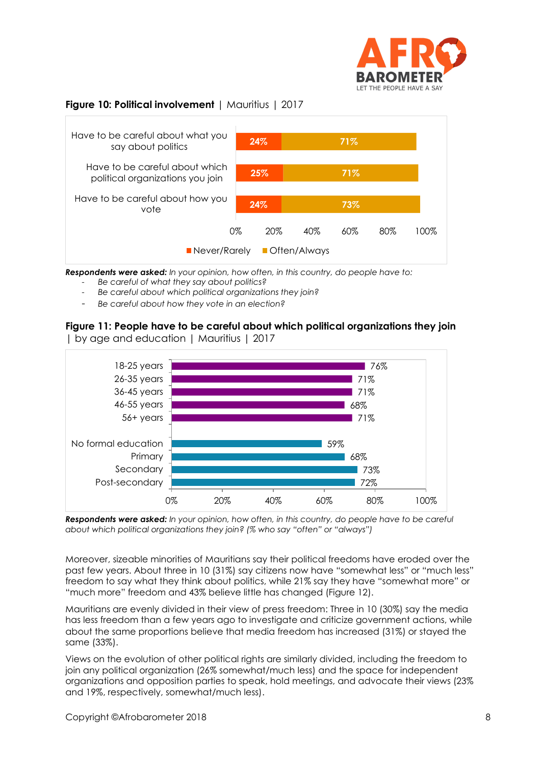**Figure 10: Political involvement** | Mauritius | 2017

| | Never/Rarely | Often/Always |
|---|---|---|
| Have to be careful about what you say about politics | 24% | 71% |
| Have to be careful about which political organizations you join | 25% | 71% |
| Have to be careful about how you vote | 24% | 73% |

***Respondents were asked:*** *In your opinion, how often, in this country, do people have to:*

- *Be careful of what they say about politics?*
- *Be careful about which political organizations they join?*
- *Be careful about how they vote in an election?*

**Figure 11: People have to be careful about which political organizations they join** | by age and education | Mauritius | 2017

| | % |
|---|---|
| 18-25 years | 76% |
| 26-35 years | 71% |
| 36-45 years | 71% |
| 46-55 years | 68% |
| 56+ years | 71% |
| No formal education | 59% |
| Primary | 68% |
| Secondary | 73% |
| Post-secondary | 72% |

***Respondents were asked:*** *In your opinion, how often, in this country, do people have to be careful about which political organizations they join? (% who say "often" or "always")*

Moreover, sizeable minorities of Mauritians say their political freedoms have eroded over the past few years. About three in 10 (31%) say citizens now have "somewhat less" or "much less" freedom to say what they think about politics, while 21% say they have "somewhat more" or "much more" freedom and 43% believe little has changed (Figure 12).

Mauritians are evenly divided in their view of press freedom: Three in 10 (30%) say the media has less freedom than a few years ago to investigate and criticize government actions, while about the same proportions believe that media freedom has increased (31%) or stayed the same (33%).

Views on the evolution of other political rights are similarly divided, including the freedom to join any political organization (26% somewhat/much less) and the space for independent organizations and opposition parties to speak, hold meetings, and advocate their views (23% and 19%, respectively, somewhat/much less).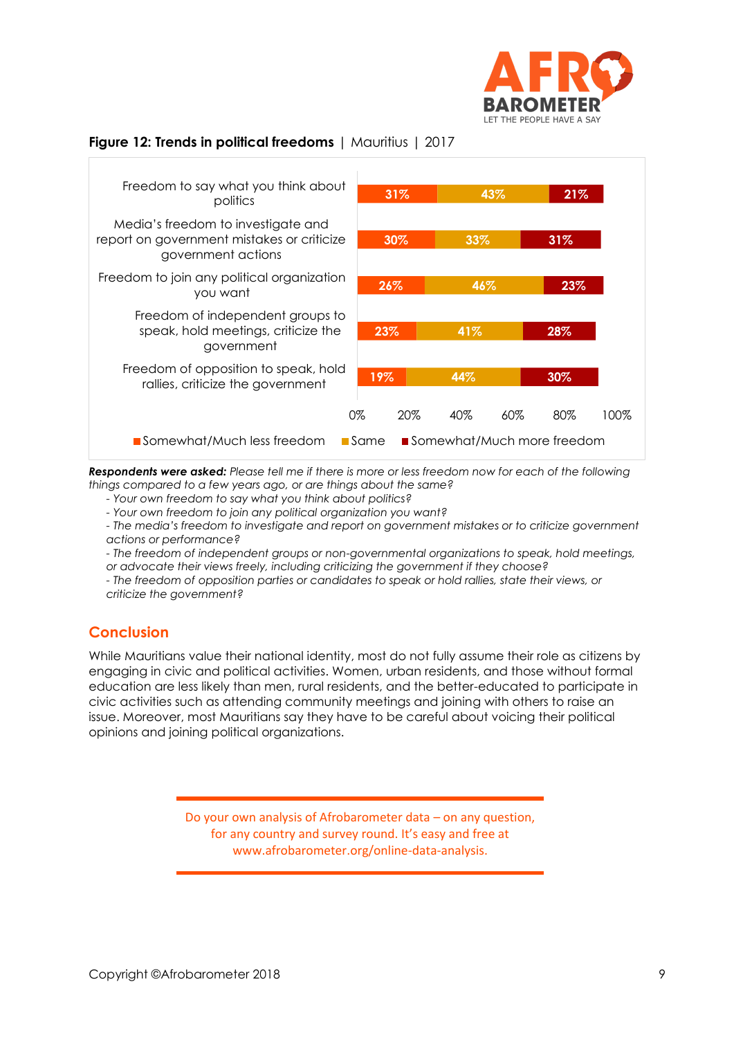**Figure 12: Trends in political freedoms** | Mauritius | 2017

| | Somewhat/Much less freedom | Same | Somewhat/Much more freedom |
|---|---|---|---|
| Freedom to say what you think about politics | 31% | 43% | 21% |
| Media's freedom to investigate and report on government mistakes or criticize government actions | 30% | 33% | 31% |
| Freedom to join any political organization you want | 26% | 46% | 23% |
| Freedom of independent groups to speak, hold meetings, criticize the government | 23% | 41% | 28% |
| Freedom of opposition to speak, hold rallies, criticize the government | 19% | 44% | 30% |

***Respondents were asked:*** *Please tell me if there is more or less freedom now for each of the following things compared to a few years ago, or are things about the same?*

- *Your own freedom to say what you think about politics?*
- *Your own freedom to join any political organization you want?*
- *The media's freedom to investigate and report on government mistakes or to criticize government actions or performance?*
- *The freedom of independent groups or non-governmental organizations to speak, hold meetings, or advocate their views freely, including criticizing the government if they choose?*
- *The freedom of opposition parties or candidates to speak or hold rallies, state their views, or criticize the government?*

## Conclusion

While Mauritians value their national identity, most do not fully assume their role as citizens by engaging in civic and political activities. Women, urban residents, and those without formal education are less likely than men, rural residents, and the better-educated to participate in civic activities such as attending community meetings and joining with others to raise an issue. Moreover, most Mauritians say they have to be careful about voicing their political opinions and joining political organizations.

Do your own analysis of Afrobarometer data – on any question, for any country and survey round. It's easy and free at www.afrobarometer.org/online-data-analysis.

Copyright ©Afrobarometer 2018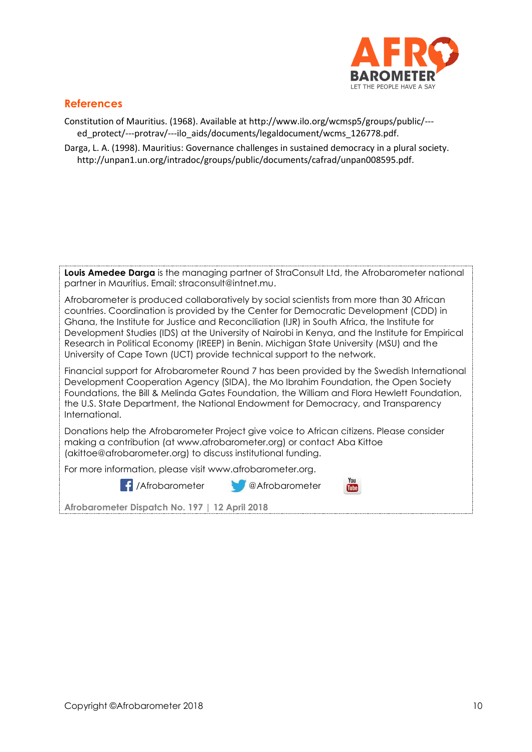## References

Constitution of Mauritius. (1968). Available at http://www.ilo.org/wcmsp5/groups/public/---ed_protect/---protrav/---ilo_aids/documents/legaldocument/wcms_126778.pdf.

Darga, L. A. (1998). Mauritius: Governance challenges in sustained democracy in a plural society. http://unpan1.un.org/intradoc/groups/public/documents/cafrad/unpan008595.pdf.

**Louis Amedee Darga** is the managing partner of StraConsult Ltd, the Afrobarometer national partner in Mauritius. Email: straconsult@intnet.mu.

Afrobarometer is produced collaboratively by social scientists from more than 30 African countries. Coordination is provided by the Center for Democratic Development (CDD) in Ghana, the Institute for Justice and Reconciliation (IJR) in South Africa, the Institute for Development Studies (IDS) at the University of Nairobi in Kenya, and the Institute for Empirical Research in Political Economy (IREEP) in Benin. Michigan State University (MSU) and the University of Cape Town (UCT) provide technical support to the network.

Financial support for Afrobarometer Round 7 has been provided by the Swedish International Development Cooperation Agency (SIDA), the Mo Ibrahim Foundation, the Open Society Foundations, the Bill & Melinda Gates Foundation, the William and Flora Hewlett Foundation, the U.S. State Department, the National Endowment for Democracy, and Transparency International.

Donations help the Afrobarometer Project give voice to African citizens. Please consider making a contribution (at www.afrobarometer.org) or contact Aba Kittoe (akittoe@afrobarometer.org) to discuss institutional funding.

For more information, please visit www.afrobarometer.org.

/Afrobarometer @Afrobarometer

**Afrobarometer Dispatch No. 197 | 12 April 2018**